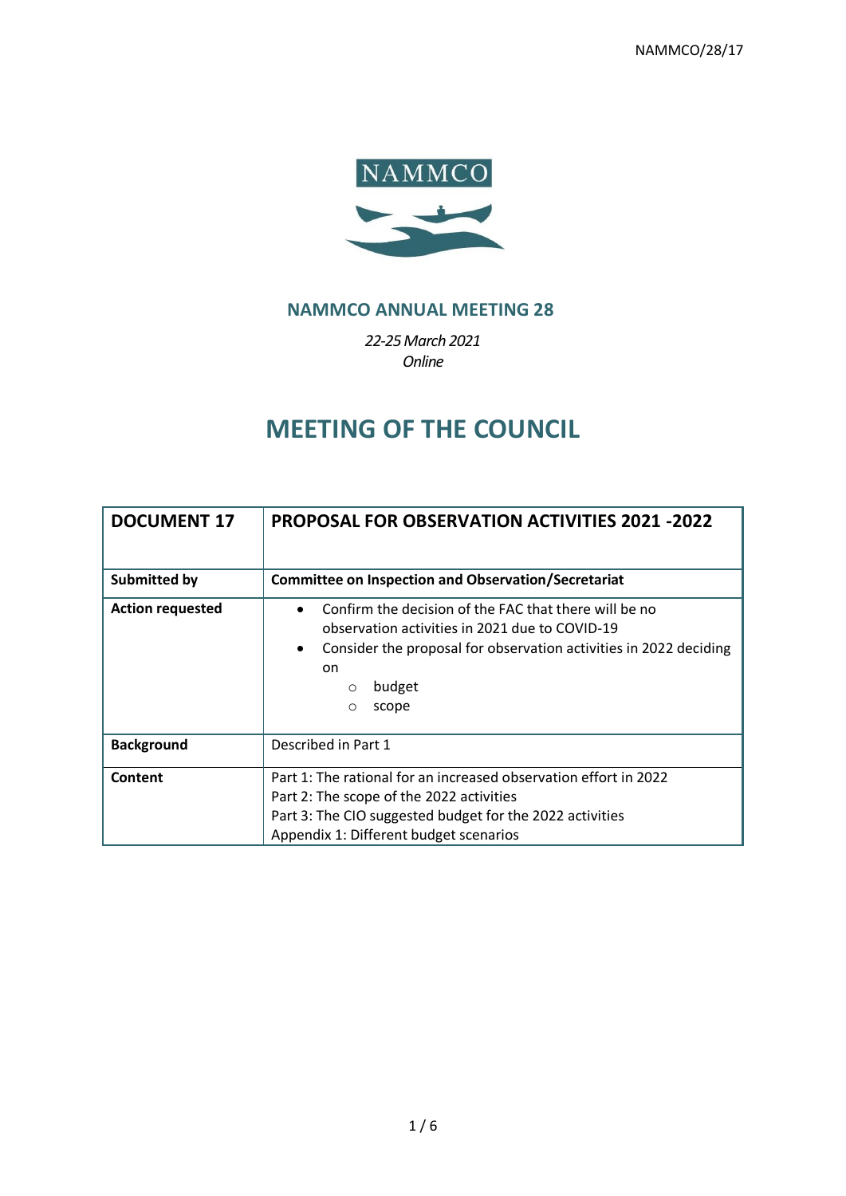NAMMCO

## NAMMCO ANNUAL MEETING 28

*22-25 March 2021*
*Online*

# MEETING OF THE COUNCIL

| DOCUMENT 17 | PROPOSAL FOR OBSERVATION ACTIVITIES 2021 -2022 |
|---|---|
| **Submitted by** | **Committee on Inspection and Observation/Secretariat** |
| **Action requested** | • Confirm the decision of the FAC that there will be no observation activities in 2021 due to COVID-19<br>• Consider the proposal for observation activities in 2022 deciding on<br>  ○ budget<br>  ○ scope |
| **Background** | Described in Part 1 |
| **Content** | Part 1: The rational for an increased observation effort in 2022<br>Part 2: The scope of the 2022 activities<br>Part 3: The CIO suggested budget for the 2022 activities<br>Appendix 1: Different budget scenarios |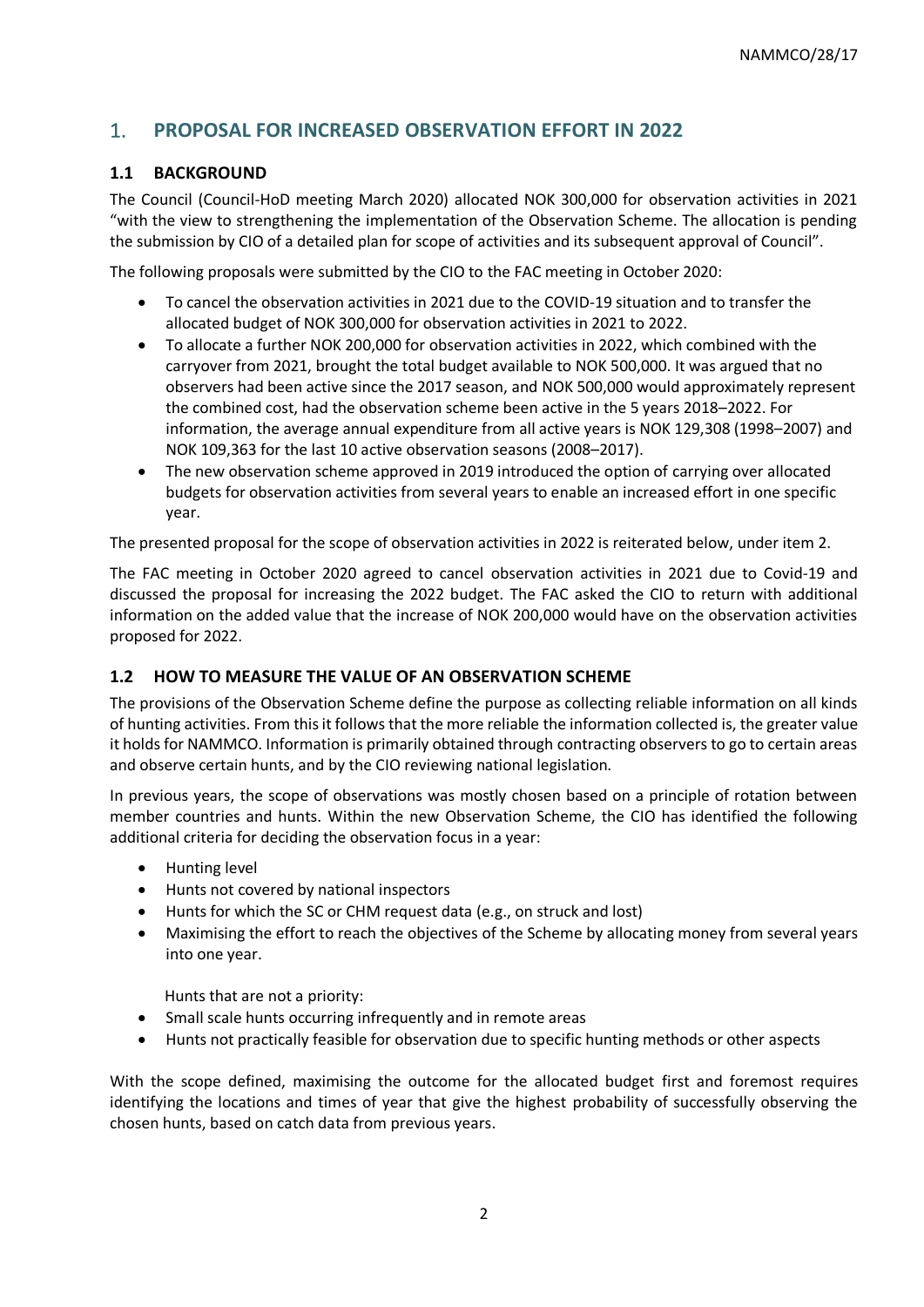## 1. PROPOSAL FOR INCREASED OBSERVATION EFFORT IN 2022

### 1.1 BACKGROUND

The Council (Council-HoD meeting March 2020) allocated NOK 300,000 for observation activities in 2021 "with the view to strengthening the implementation of the Observation Scheme. The allocation is pending the submission by CIO of a detailed plan for scope of activities and its subsequent approval of Council".

The following proposals were submitted by the CIO to the FAC meeting in October 2020:

- To cancel the observation activities in 2021 due to the COVID-19 situation and to transfer the allocated budget of NOK 300,000 for observation activities in 2021 to 2022.
- To allocate a further NOK 200,000 for observation activities in 2022, which combined with the carryover from 2021, brought the total budget available to NOK 500,000. It was argued that no observers had been active since the 2017 season, and NOK 500,000 would approximately represent the combined cost, had the observation scheme been active in the 5 years 2018–2022. For information, the average annual expenditure from all active years is NOK 129,308 (1998–2007) and NOK 109,363 for the last 10 active observation seasons (2008–2017).
- The new observation scheme approved in 2019 introduced the option of carrying over allocated budgets for observation activities from several years to enable an increased effort in one specific year.

The presented proposal for the scope of observation activities in 2022 is reiterated below, under item 2.

The FAC meeting in October 2020 agreed to cancel observation activities in 2021 due to Covid-19 and discussed the proposal for increasing the 2022 budget. The FAC asked the CIO to return with additional information on the added value that the increase of NOK 200,000 would have on the observation activities proposed for 2022.

### 1.2 HOW TO MEASURE THE VALUE OF AN OBSERVATION SCHEME

The provisions of the Observation Scheme define the purpose as collecting reliable information on all kinds of hunting activities. From this it follows that the more reliable the information collected is, the greater value it holds for NAMMCO. Information is primarily obtained through contracting observers to go to certain areas and observe certain hunts, and by the CIO reviewing national legislation.

In previous years, the scope of observations was mostly chosen based on a principle of rotation between member countries and hunts. Within the new Observation Scheme, the CIO has identified the following additional criteria for deciding the observation focus in a year:

- Hunting level
- Hunts not covered by national inspectors
- Hunts for which the SC or CHM request data (e.g., on struck and lost)
- Maximising the effort to reach the objectives of the Scheme by allocating money from several years into one year.

Hunts that are not a priority:

- Small scale hunts occurring infrequently and in remote areas
- Hunts not practically feasible for observation due to specific hunting methods or other aspects

With the scope defined, maximising the outcome for the allocated budget first and foremost requires identifying the locations and times of year that give the highest probability of successfully observing the chosen hunts, based on catch data from previous years.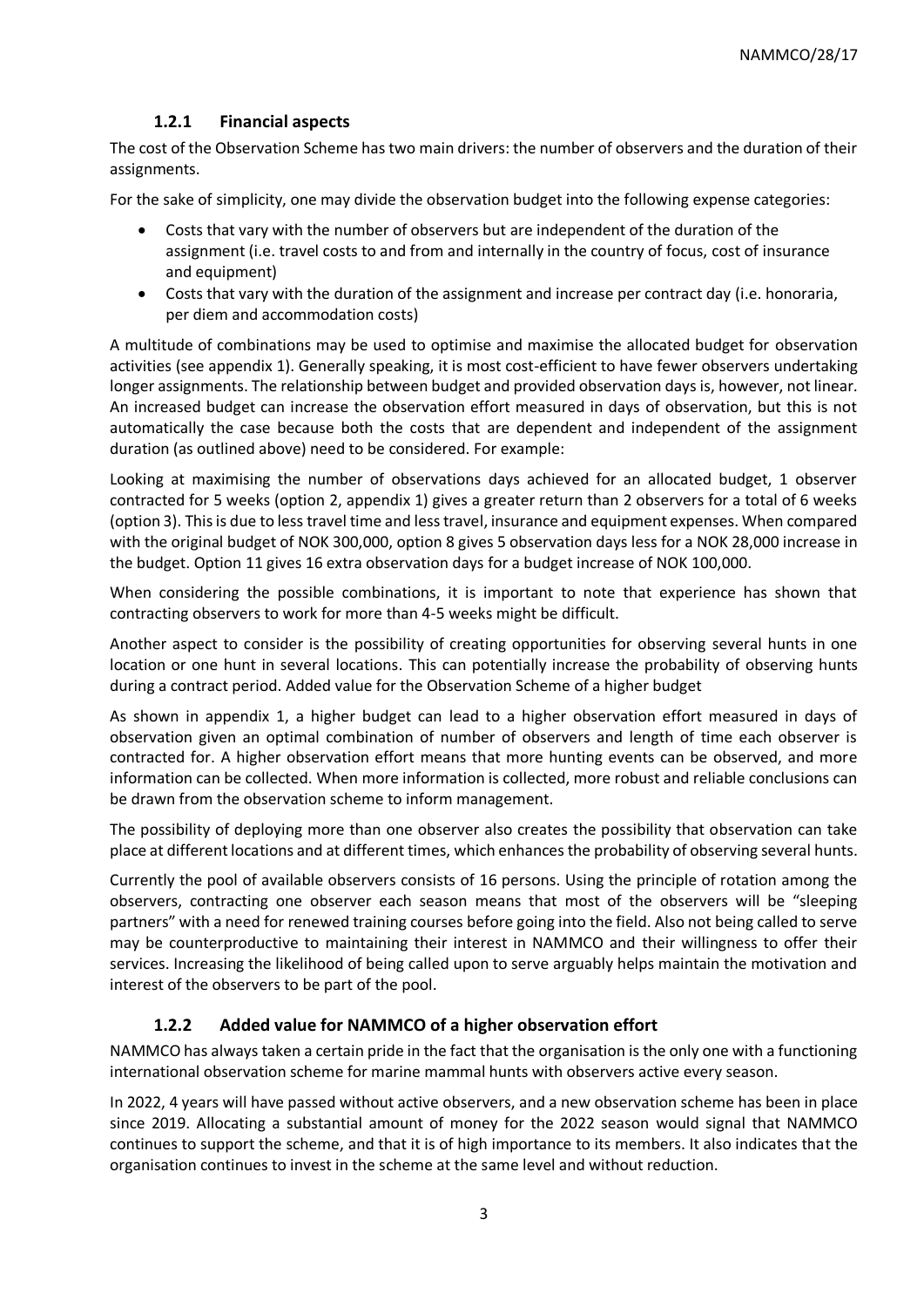### 1.2.1 Financial aspects

The cost of the Observation Scheme has two main drivers: the number of observers and the duration of their assignments.

For the sake of simplicity, one may divide the observation budget into the following expense categories:

- Costs that vary with the number of observers but are independent of the duration of the assignment (i.e. travel costs to and from and internally in the country of focus, cost of insurance and equipment)
- Costs that vary with the duration of the assignment and increase per contract day (i.e. honoraria, per diem and accommodation costs)

A multitude of combinations may be used to optimise and maximise the allocated budget for observation activities (see appendix 1). Generally speaking, it is most cost-efficient to have fewer observers undertaking longer assignments. The relationship between budget and provided observation days is, however, not linear. An increased budget can increase the observation effort measured in days of observation, but this is not automatically the case because both the costs that are dependent and independent of the assignment duration (as outlined above) need to be considered. For example:

Looking at maximising the number of observations days achieved for an allocated budget, 1 observer contracted for 5 weeks (option 2, appendix 1) gives a greater return than 2 observers for a total of 6 weeks (option 3). This is due to less travel time and less travel, insurance and equipment expenses. When compared with the original budget of NOK 300,000, option 8 gives 5 observation days less for a NOK 28,000 increase in the budget. Option 11 gives 16 extra observation days for a budget increase of NOK 100,000.

When considering the possible combinations, it is important to note that experience has shown that contracting observers to work for more than 4-5 weeks might be difficult.

Another aspect to consider is the possibility of creating opportunities for observing several hunts in one location or one hunt in several locations. This can potentially increase the probability of observing hunts during a contract period. Added value for the Observation Scheme of a higher budget

As shown in appendix 1, a higher budget can lead to a higher observation effort measured in days of observation given an optimal combination of number of observers and length of time each observer is contracted for. A higher observation effort means that more hunting events can be observed, and more information can be collected. When more information is collected, more robust and reliable conclusions can be drawn from the observation scheme to inform management.

The possibility of deploying more than one observer also creates the possibility that observation can take place at different locations and at different times, which enhances the probability of observing several hunts.

Currently the pool of available observers consists of 16 persons. Using the principle of rotation among the observers, contracting one observer each season means that most of the observers will be "sleeping partners" with a need for renewed training courses before going into the field. Also not being called to serve may be counterproductive to maintaining their interest in NAMMCO and their willingness to offer their services. Increasing the likelihood of being called upon to serve arguably helps maintain the motivation and interest of the observers to be part of the pool.

### 1.2.2 Added value for NAMMCO of a higher observation effort

NAMMCO has always taken a certain pride in the fact that the organisation is the only one with a functioning international observation scheme for marine mammal hunts with observers active every season.

In 2022, 4 years will have passed without active observers, and a new observation scheme has been in place since 2019. Allocating a substantial amount of money for the 2022 season would signal that NAMMCO continues to support the scheme, and that it is of high importance to its members. It also indicates that the organisation continues to invest in the scheme at the same level and without reduction.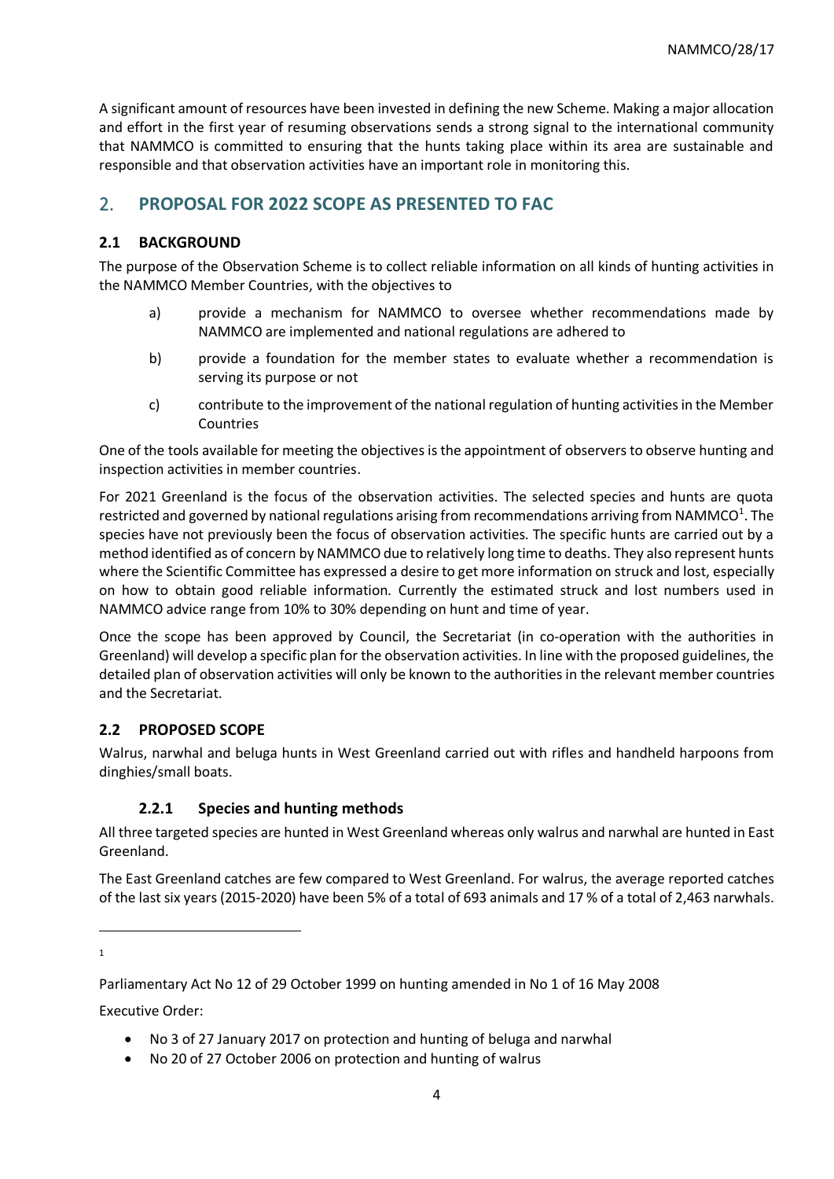A significant amount of resources have been invested in defining the new Scheme. Making a major allocation and effort in the first year of resuming observations sends a strong signal to the international community that NAMMCO is committed to ensuring that the hunts taking place within its area are sustainable and responsible and that observation activities have an important role in monitoring this.

## 2. PROPOSAL FOR 2022 SCOPE AS PRESENTED TO FAC

### 2.1 BACKGROUND

The purpose of the Observation Scheme is to collect reliable information on all kinds of hunting activities in the NAMMCO Member Countries, with the objectives to

a) provide a mechanism for NAMMCO to oversee whether recommendations made by NAMMCO are implemented and national regulations are adhered to

b) provide a foundation for the member states to evaluate whether a recommendation is serving its purpose or not

c) contribute to the improvement of the national regulation of hunting activities in the Member Countries

One of the tools available for meeting the objectives is the appointment of observers to observe hunting and inspection activities in member countries.

For 2021 Greenland is the focus of the observation activities. The selected species and hunts are quota restricted and governed by national regulations arising from recommendations arriving from NAMMCO[1]. The species have not previously been the focus of observation activities. The specific hunts are carried out by a method identified as of concern by NAMMCO due to relatively long time to deaths. They also represent hunts where the Scientific Committee has expressed a desire to get more information on struck and lost, especially on how to obtain good reliable information. Currently the estimated struck and lost numbers used in NAMMCO advice range from 10% to 30% depending on hunt and time of year.

Once the scope has been approved by Council, the Secretariat (in co-operation with the authorities in Greenland) will develop a specific plan for the observation activities. In line with the proposed guidelines, the detailed plan of observation activities will only be known to the authorities in the relevant member countries and the Secretariat.

### 2.2 PROPOSED SCOPE

Walrus, narwhal and beluga hunts in West Greenland carried out with rifles and handheld harpoons from dinghies/small boats.

#### 2.2.1 Species and hunting methods

All three targeted species are hunted in West Greenland whereas only walrus and narwhal are hunted in East Greenland.

The East Greenland catches are few compared to West Greenland. For walrus, the average reported catches of the last six years (2015-2020) have been 5% of a total of 693 animals and 17 % of a total of 2,463 narwhals.

---

[1] Parliamentary Act No 12 of 29 October 1999 on hunting amended in No 1 of 16 May 2008

Executive Order:

- No 3 of 27 January 2017 on protection and hunting of beluga and narwhal
- No 20 of 27 October 2006 on protection and hunting of walrus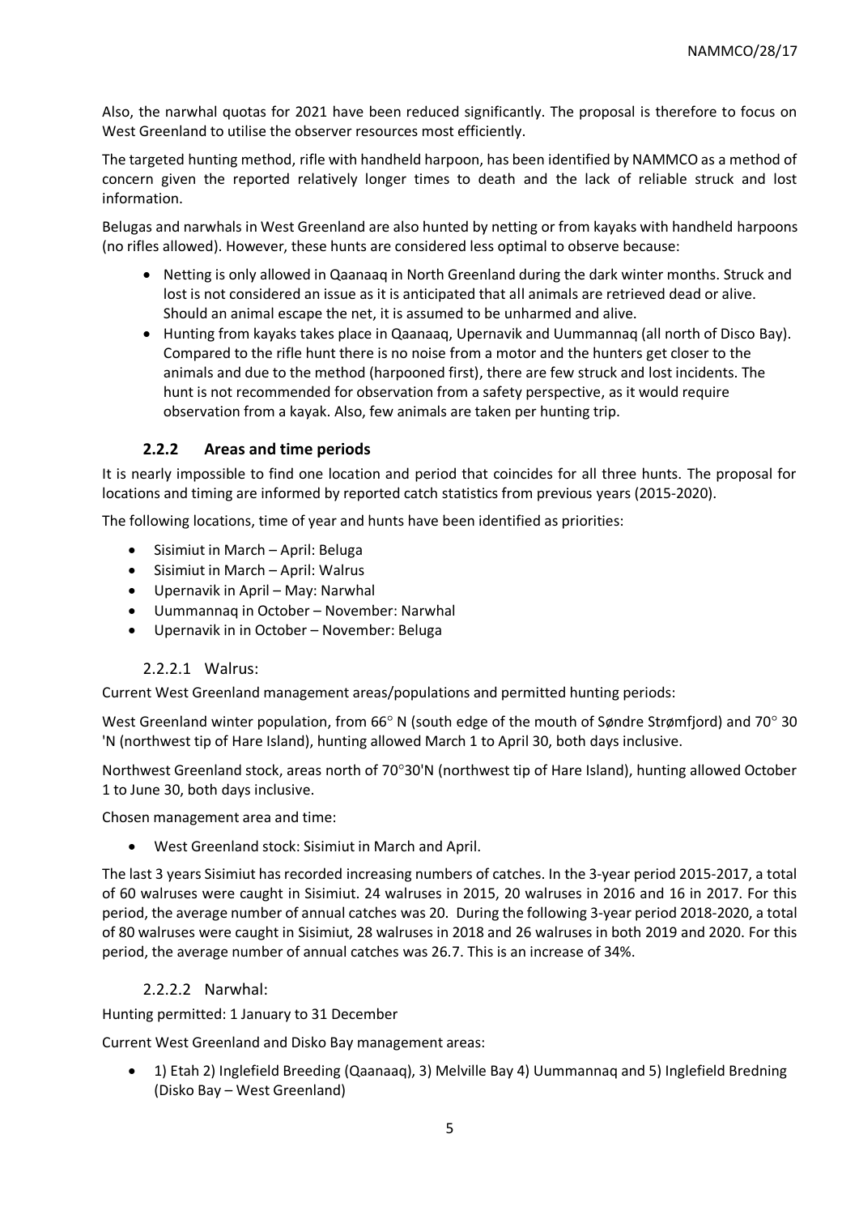Also, the narwhal quotas for 2021 have been reduced significantly. The proposal is therefore to focus on West Greenland to utilise the observer resources most efficiently.

The targeted hunting method, rifle with handheld harpoon, has been identified by NAMMCO as a method of concern given the reported relatively longer times to death and the lack of reliable struck and lost information.

Belugas and narwhals in West Greenland are also hunted by netting or from kayaks with handheld harpoons (no rifles allowed). However, these hunts are considered less optimal to observe because:

- Netting is only allowed in Qaanaaq in North Greenland during the dark winter months. Struck and lost is not considered an issue as it is anticipated that all animals are retrieved dead or alive. Should an animal escape the net, it is assumed to be unharmed and alive.
- Hunting from kayaks takes place in Qaanaaq, Upernavik and Uummannaq (all north of Disco Bay). Compared to the rifle hunt there is no noise from a motor and the hunters get closer to the animals and due to the method (harpooned first), there are few struck and lost incidents. The hunt is not recommended for observation from a safety perspective, as it would require observation from a kayak. Also, few animals are taken per hunting trip.

### 2.2.2 Areas and time periods

It is nearly impossible to find one location and period that coincides for all three hunts. The proposal for locations and timing are informed by reported catch statistics from previous years (2015-2020).

The following locations, time of year and hunts have been identified as priorities:

- Sisimiut in March – April: Beluga
- Sisimiut in March – April: Walrus
- Upernavik in April – May: Narwhal
- Uummannaq in October – November: Narwhal
- Upernavik in in October – November: Beluga

#### 2.2.2.1 Walrus:

Current West Greenland management areas/populations and permitted hunting periods:

West Greenland winter population, from 66° N (south edge of the mouth of Søndre Strømfjord) and 70° 30 'N (northwest tip of Hare Island), hunting allowed March 1 to April 30, both days inclusive.

Northwest Greenland stock, areas north of 70°30'N (northwest tip of Hare Island), hunting allowed October 1 to June 30, both days inclusive.

Chosen management area and time:

- West Greenland stock: Sisimiut in March and April.

The last 3 years Sisimiut has recorded increasing numbers of catches. In the 3-year period 2015-2017, a total of 60 walruses were caught in Sisimiut. 24 walruses in 2015, 20 walruses in 2016 and 16 in 2017. For this period, the average number of annual catches was 20. During the following 3-year period 2018-2020, a total of 80 walruses were caught in Sisimiut, 28 walruses in 2018 and 26 walruses in both 2019 and 2020. For this period, the average number of annual catches was 26.7. This is an increase of 34%.

#### 2.2.2.2 Narwhal:

Hunting permitted: 1 January to 31 December

Current West Greenland and Disko Bay management areas:

- 1) Etah 2) Inglefield Breeding (Qaanaaq), 3) Melville Bay 4) Uummannaq and 5) Inglefield Bredning (Disko Bay – West Greenland)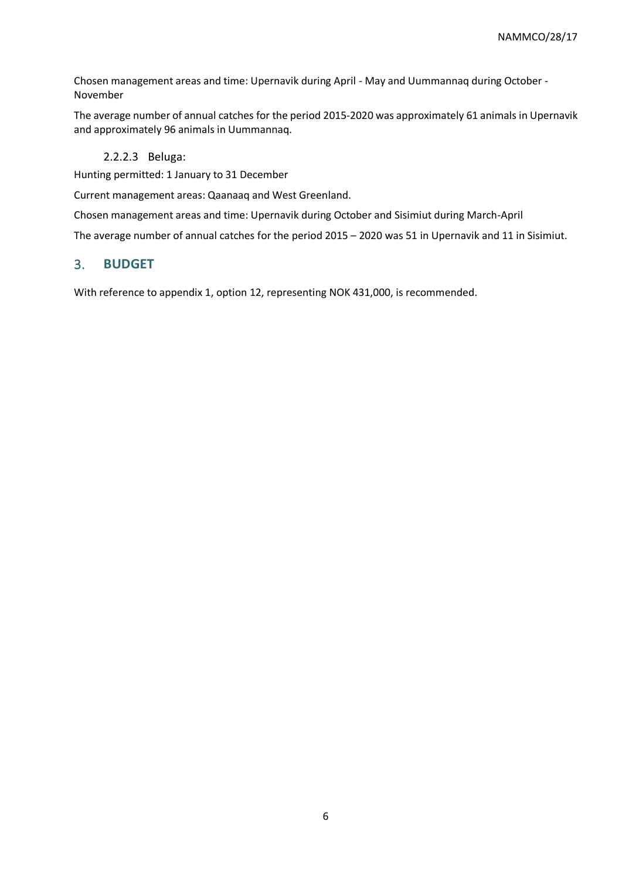Chosen management areas and time: Upernavik during April - May and Uummannaq during October - November

The average number of annual catches for the period 2015-2020 was approximately 61 animals in Upernavik and approximately 96 animals in Uummannaq.

#### 2.2.2.3 Beluga:

Hunting permitted: 1 January to 31 December

Current management areas: Qaanaaq and West Greenland.

Chosen management areas and time: Upernavik during October and Sisimiut during March-April

The average number of annual catches for the period 2015 – 2020 was 51 in Upernavik and 11 in Sisimiut.

## 3. BUDGET

With reference to appendix 1, option 12, representing NOK 431,000, is recommended.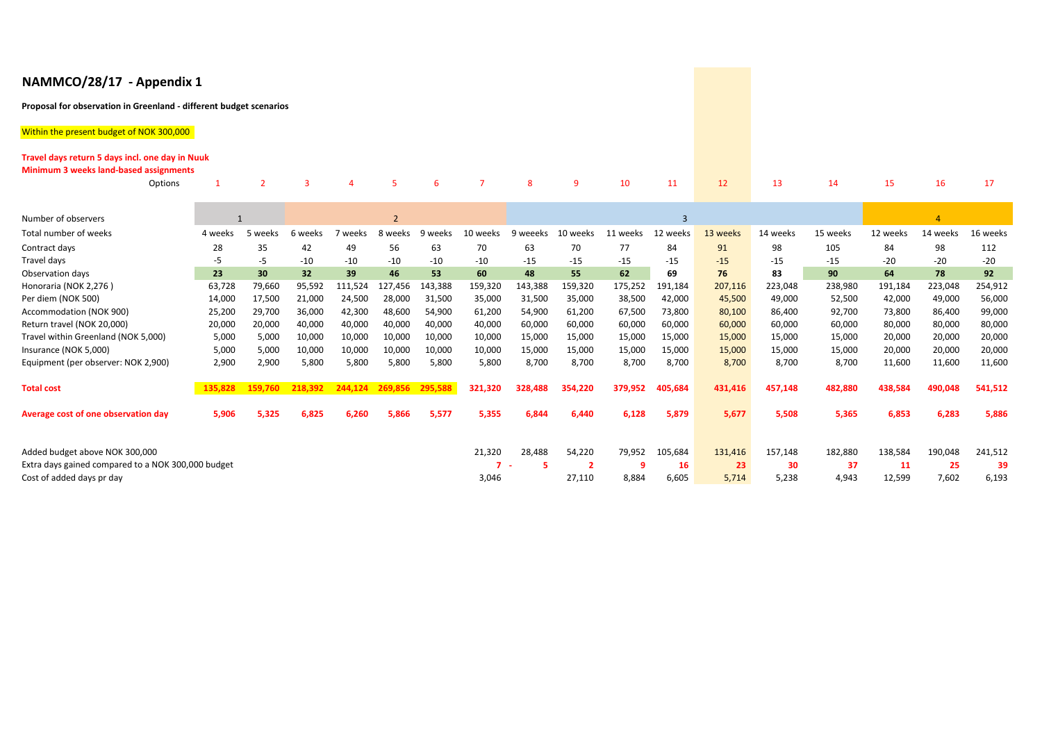# NAMMCO/28/17 - Appendix 1

**Proposal for observation in Greenland - different budget scenarios**

Within the present budget of NOK 300,000

**Travel days return 5 days incl. one day in Nuuk**
**Minimum 3 weeks land-based assignments**

| Options | 1 | 2 | 3 | 4 | 5 | 6 | 7 | 8 | 9 | 10 | 11 | 12 | 13 | 14 | 15 | 16 | 17 |
|---|---|---|---|---|---|---|---|---|---|---|---|---|---|---|---|---|---|
| Number of observers | 1 | | | | 2 | | | | | | 3 | | | | | 4 | |
| Total number of weeks | 4 weeks | 5 weeks | 6 weeks | 7 weeks | 8 weeks | 9 weeks | 10 weeks | 9 weeeks | 10 weeks | 11 weeks | 12 weeks | 13 weeks | 14 weeks | 15 weeks | 12 weeks | 14 weeks | 16 weeks |
| Contract days | 28 | 35 | 42 | 49 | 56 | 63 | 70 | 63 | 70 | 77 | 84 | 91 | 98 | 105 | 84 | 98 | 112 |
| Travel days | -5 | -5 | -10 | -10 | -10 | -10 | -10 | -15 | -15 | -15 | -15 | -15 | -15 | -15 | -20 | -20 | -20 |
| Observation days | **23** | **30** | **32** | **39** | **46** | **53** | **60** | **48** | **55** | **62** | **69** | **76** | **83** | **90** | **64** | **78** | **92** |
| Honoraria (NOK 2,276 ) | 63,728 | 79,660 | 95,592 | 111,524 | 127,456 | 143,388 | 159,320 | 143,388 | 159,320 | 175,252 | 191,184 | 207,116 | 223,048 | 238,980 | 191,184 | 223,048 | 254,912 |
| Per diem (NOK 500) | 14,000 | 17,500 | 21,000 | 24,500 | 28,000 | 31,500 | 35,000 | 31,500 | 35,000 | 38,500 | 42,000 | 45,500 | 49,000 | 52,500 | 42,000 | 49,000 | 56,000 |
| Accommodation (NOK 900) | 25,200 | 29,700 | 36,000 | 42,300 | 48,600 | 54,900 | 61,200 | 54,900 | 61,200 | 67,500 | 73,800 | 80,100 | 86,400 | 92,700 | 73,800 | 86,400 | 99,000 |
| Return travel (NOK 20,000) | 20,000 | 20,000 | 40,000 | 40,000 | 40,000 | 40,000 | 40,000 | 60,000 | 60,000 | 60,000 | 60,000 | 60,000 | 60,000 | 60,000 | 80,000 | 80,000 | 80,000 |
| Travel within Greenland (NOK 5,000) | 5,000 | 5,000 | 10,000 | 10,000 | 10,000 | 10,000 | 10,000 | 15,000 | 15,000 | 15,000 | 15,000 | 15,000 | 15,000 | 15,000 | 20,000 | 20,000 | 20,000 |
| Insurance (NOK 5,000) | 5,000 | 5,000 | 10,000 | 10,000 | 10,000 | 10,000 | 10,000 | 15,000 | 15,000 | 15,000 | 15,000 | 15,000 | 15,000 | 15,000 | 20,000 | 20,000 | 20,000 |
| Equipment (per observer: NOK 2,900) | 2,900 | 2,900 | 5,800 | 5,800 | 5,800 | 5,800 | 5,800 | 8,700 | 8,700 | 8,700 | 8,700 | 8,700 | 8,700 | 8,700 | 11,600 | 11,600 | 11,600 |
| **Total cost** | **135,828** | **159,760** | **218,392** | **244,124** | **269,856** | **295,588** | **321,320** | **328,488** | **354,220** | **379,952** | **405,684** | **431,416** | **457,148** | **482,880** | **438,584** | **490,048** | **541,512** |
| **Average cost of one observation day** | **5,906** | **5,325** | **6,825** | **6,260** | **5,866** | **5,577** | **5,355** | **6,844** | **6,440** | **6,128** | **5,879** | **5,677** | **5,508** | **5,365** | **6,853** | **6,283** | **5,886** |
| Added budget above NOK 300,000 | | | | | | | 21,320 | 28,488 | 54,220 | 79,952 | 105,684 | 131,416 | 157,148 | 182,880 | 138,584 | 190,048 | 241,512 |
| Extra days gained compared to a NOK 300,000 budget | | | | | | | **7** | **-5** | **2** | **9** | **16** | **23** | **30** | **37** | **11** | **25** | **39** |
| Cost of added days pr day | | | | | | | 3,046 | | 27,110 | 8,884 | 6,605 | 5,714 | 5,238 | 4,943 | 12,599 | 7,602 | 6,193 |